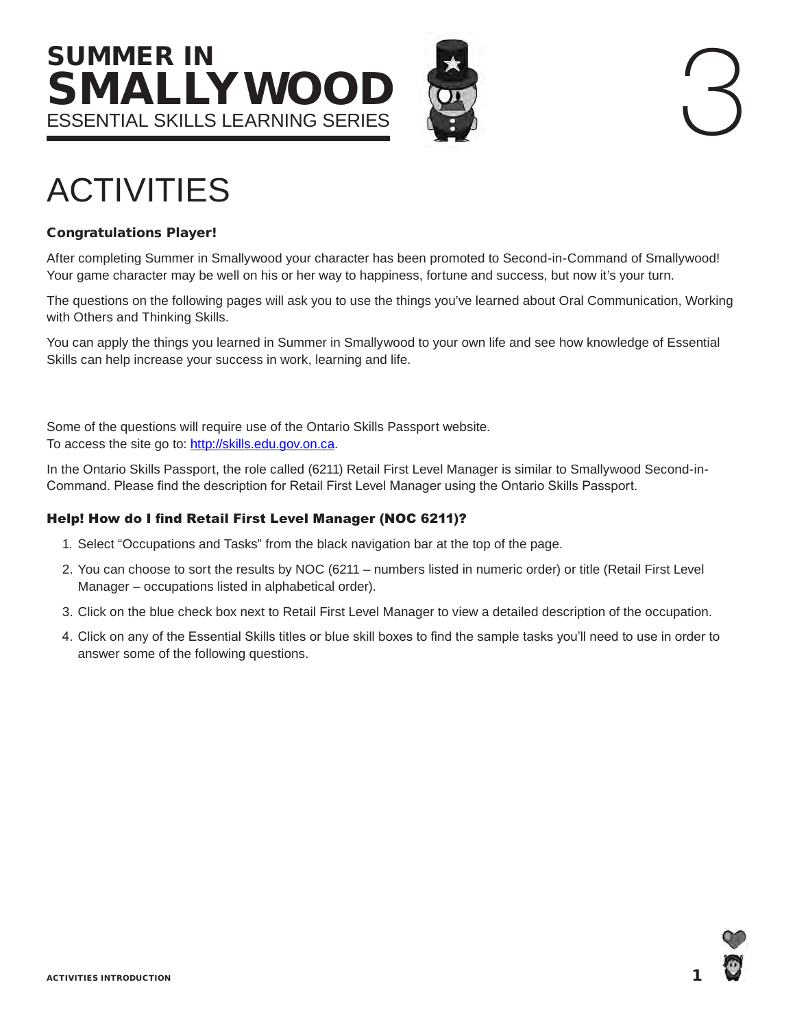# SUMMER IN SMALLYWOOD

ESSENTIAL SKILLS LEARNING SERIES

3

# ACTIVITIES

**Congratulations Player!**

After completing Summer in Smallywood your character has been promoted to Second-in-Command of Smallywood! Your game character may be well on his or her way to happiness, fortune and success, but now it's your turn.

The questions on the following pages will ask you to use the things you've learned about Oral Communication, Working with Others and Thinking Skills.

You can apply the things you learned in Summer in Smallywood to your own life and see how knowledge of Essential Skills can help increase your success in work, learning and life.

Some of the questions will require use of the Ontario Skills Passport website.
To access the site go to: http://skills.edu.gov.on.ca.

In the Ontario Skills Passport, the role called (6211) Retail First Level Manager is similar to Smallywood Second-in-Command. Please find the description for Retail First Level Manager using the Ontario Skills Passport.

**Help! How do I find Retail First Level Manager (NOC 6211)?**

1. Select "Occupations and Tasks" from the black navigation bar at the top of the page.
2. You can choose to sort the results by NOC (6211 – numbers listed in numeric order) or title (Retail First Level Manager – occupations listed in alphabetical order).
3. Click on the blue check box next to Retail First Level Manager to view a detailed description of the occupation.
4. Click on any of the Essential Skills titles or blue skill boxes to find the sample tasks you'll need to use in order to answer some of the following questions.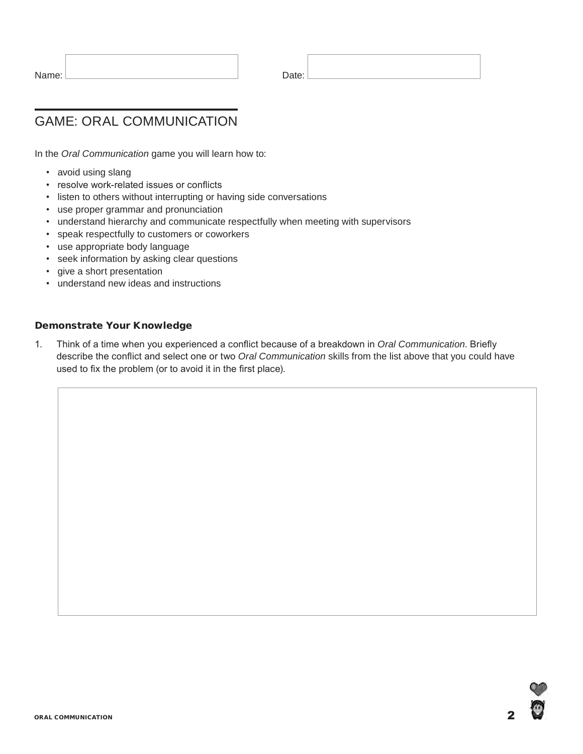Name: Date:

# GAME: ORAL COMMUNICATION

In the *Oral Communication* game you will learn how to:

- avoid using slang
- resolve work-related issues or conflicts
- listen to others without interrupting or having side conversations
- use proper grammar and pronunciation
- understand hierarchy and communicate respectfully when meeting with supervisors
- speak respectfully to customers or coworkers
- use appropriate body language
- seek information by asking clear questions
- give a short presentation
- understand new ideas and instructions

### Demonstrate Your Knowledge

1. Think of a time when you experienced a conflict because of a breakdown in *Oral Communication*. Briefly describe the conflict and select one or two *Oral Communication* skills from the list above that you could have used to fix the problem (or to avoid it in the first place).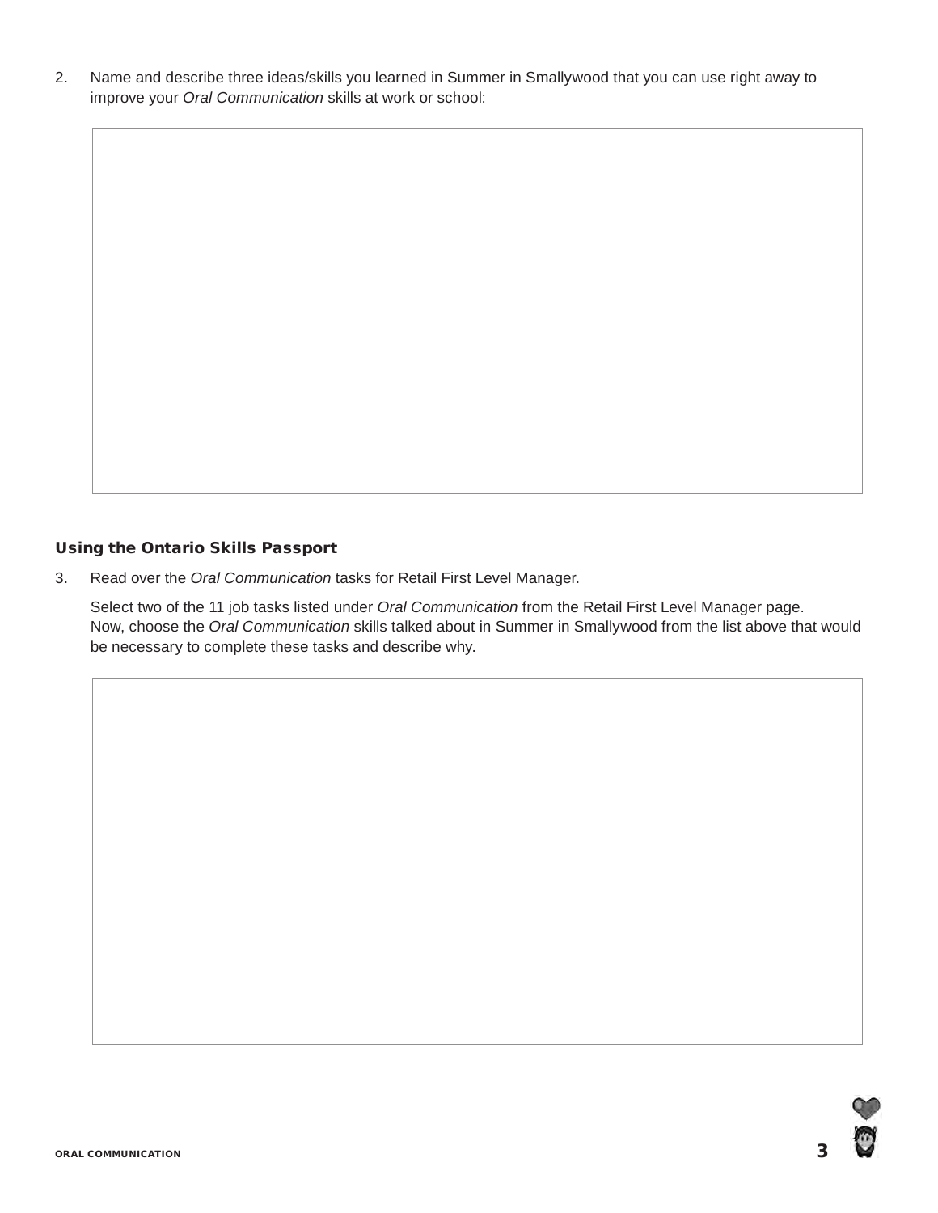2. Name and describe three ideas/skills you learned in Summer in Smallywood that you can use right away to improve your *Oral Communication* skills at work or school:

### Using the Ontario Skills Passport

3. Read over the *Oral Communication* tasks for Retail First Level Manager.

   Select two of the 11 job tasks listed under *Oral Communication* from the Retail First Level Manager page. Now, choose the *Oral Communication* skills talked about in Summer in Smallywood from the list above that would be necessary to complete these tasks and describe why.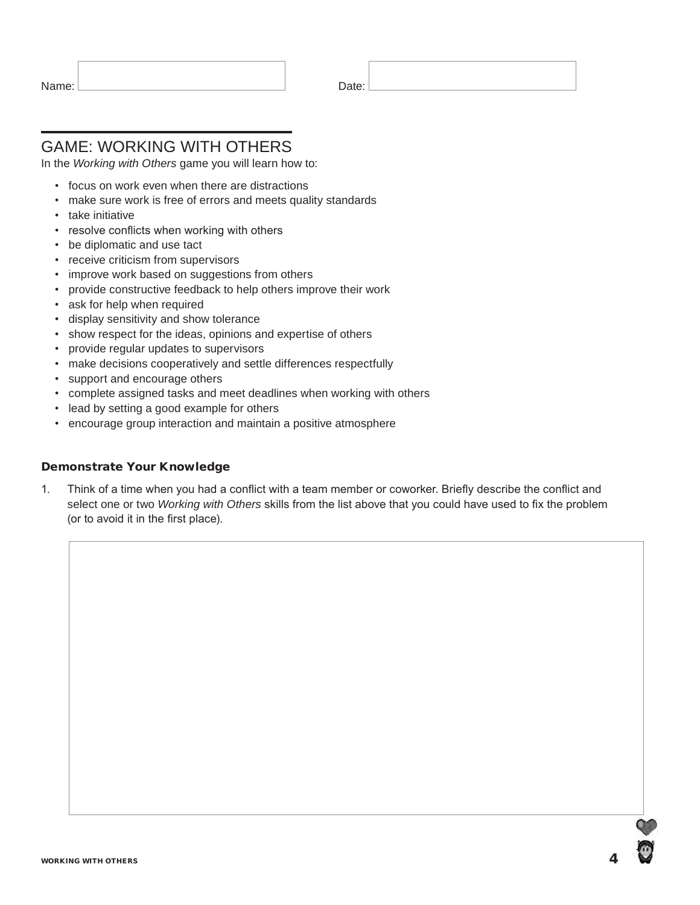Name: 

Date: 

## GAME: WORKING WITH OTHERS

In the *Working with Others* game you will learn how to:

- focus on work even when there are distractions
- make sure work is free of errors and meets quality standards
- take initiative
- resolve conflicts when working with others
- be diplomatic and use tact
- receive criticism from supervisors
- improve work based on suggestions from others
- provide constructive feedback to help others improve their work
- ask for help when required
- display sensitivity and show tolerance
- show respect for the ideas, opinions and expertise of others
- provide regular updates to supervisors
- make decisions cooperatively and settle differences respectfully
- support and encourage others
- complete assigned tasks and meet deadlines when working with others
- lead by setting a good example for others
- encourage group interaction and maintain a positive atmosphere

### Demonstrate Your Knowledge

1. Think of a time when you had a conflict with a team member or coworker. Briefly describe the conflict and select one or two *Working with Others* skills from the list above that you could have used to fix the problem (or to avoid it in the first place).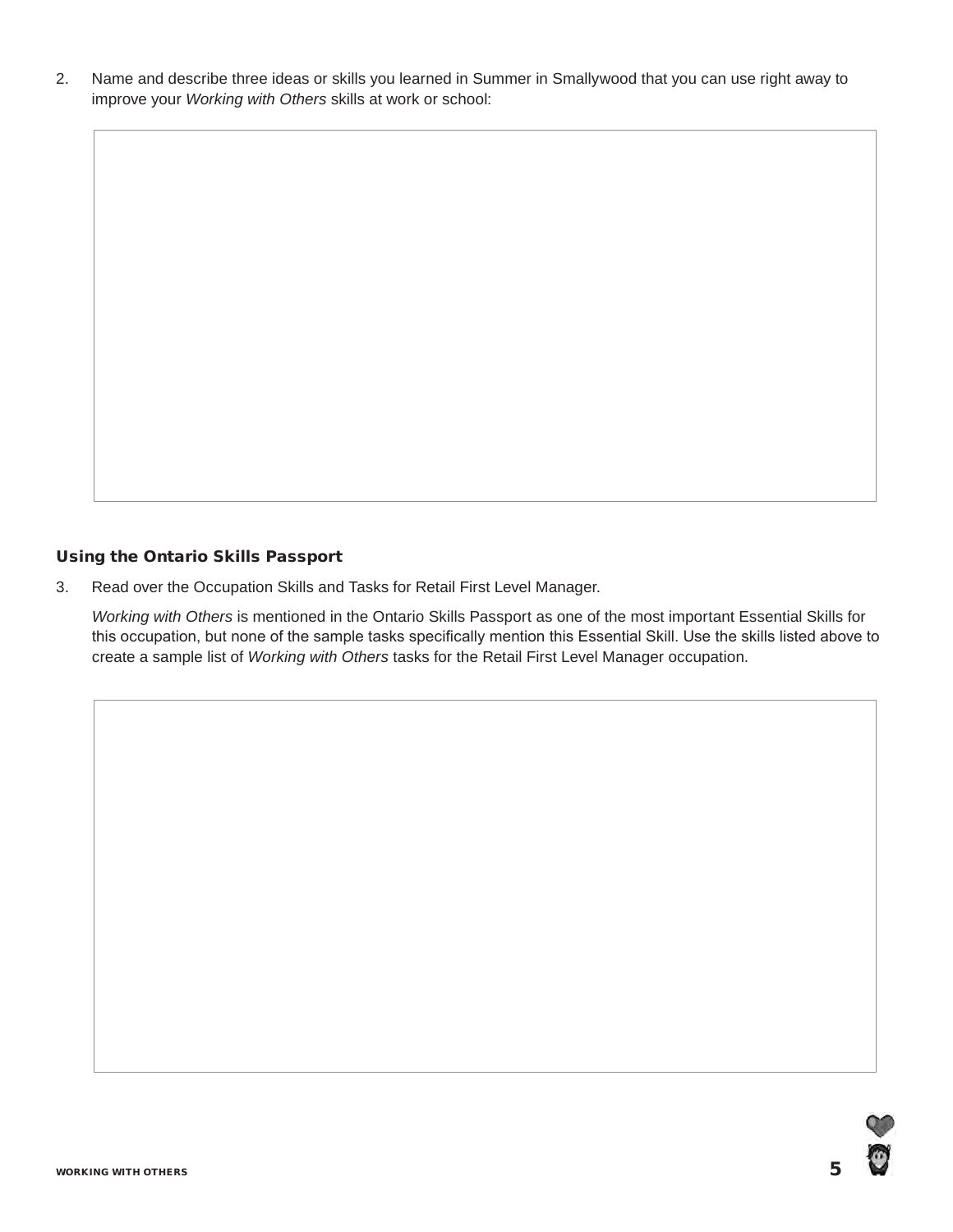2. Name and describe three ideas or skills you learned in Summer in Smallywood that you can use right away to improve your *Working with Others* skills at work or school:

### Using the Ontario Skills Passport

3. Read over the Occupation Skills and Tasks for Retail First Level Manager.

   *Working with Others* is mentioned in the Ontario Skills Passport as one of the most important Essential Skills for this occupation, but none of the sample tasks specifically mention this Essential Skill. Use the skills listed above to create a sample list of *Working with Others* tasks for the Retail First Level Manager occupation.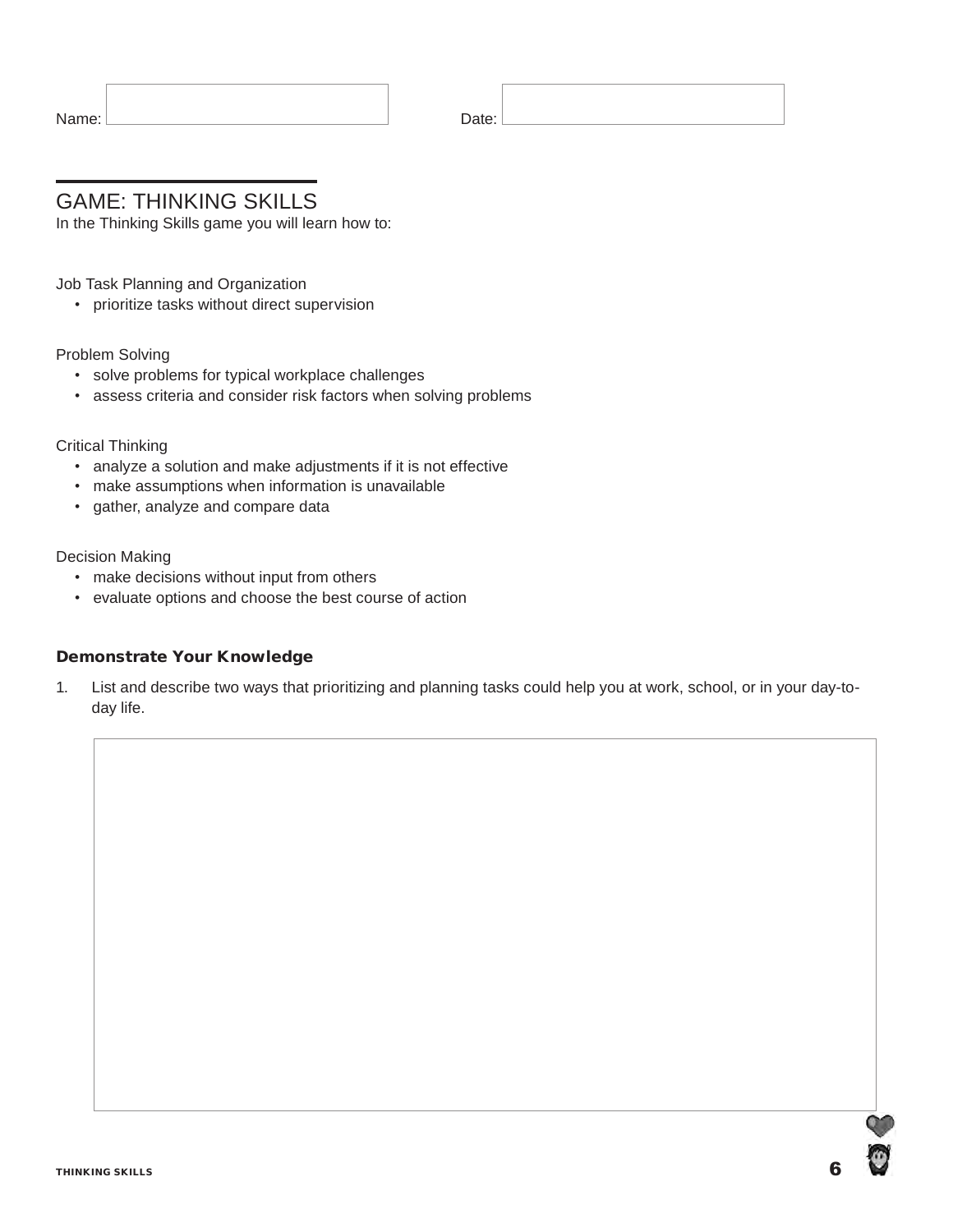Name: 

Date: 

## GAME: THINKING SKILLS

In the Thinking Skills game you will learn how to:

Job Task Planning and Organization

- prioritize tasks without direct supervision

Problem Solving

- solve problems for typical workplace challenges
- assess criteria and consider risk factors when solving problems

Critical Thinking

- analyze a solution and make adjustments if it is not effective
- make assumptions when information is unavailable
- gather, analyze and compare data

Decision Making

- make decisions without input from others
- evaluate options and choose the best course of action

### Demonstrate Your Knowledge

1. List and describe two ways that prioritizing and planning tasks could help you at work, school, or in your day-to-day life.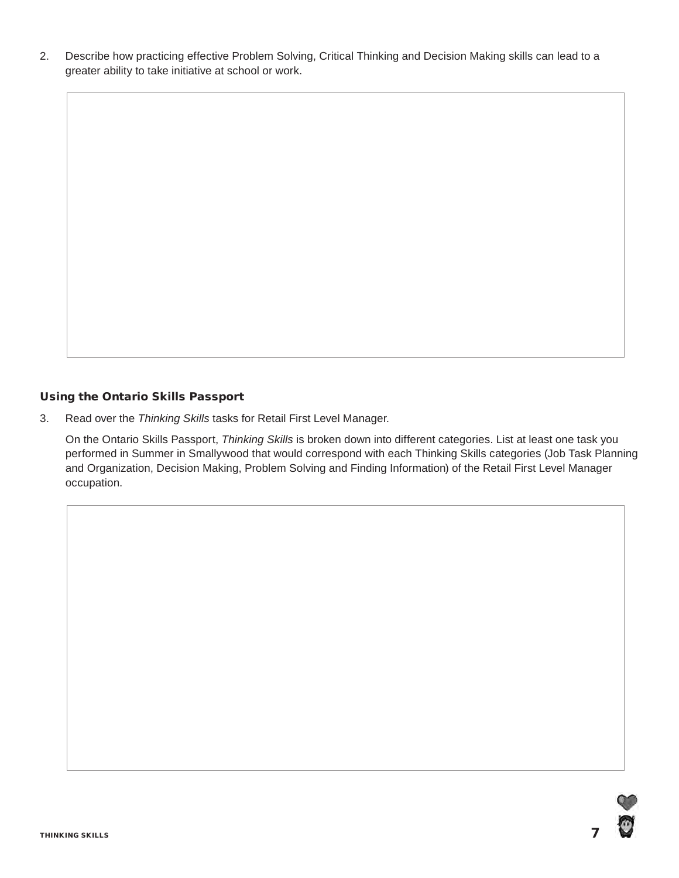2. Describe how practicing effective Problem Solving, Critical Thinking and Decision Making skills can lead to a greater ability to take initiative at school or work.

### Using the Ontario Skills Passport

3. Read over the *Thinking Skills* tasks for Retail First Level Manager.

   On the Ontario Skills Passport, *Thinking Skills* is broken down into different categories. List at least one task you performed in Summer in Smallywood that would correspond with each Thinking Skills categories (Job Task Planning and Organization, Decision Making, Problem Solving and Finding Information) of the Retail First Level Manager occupation.